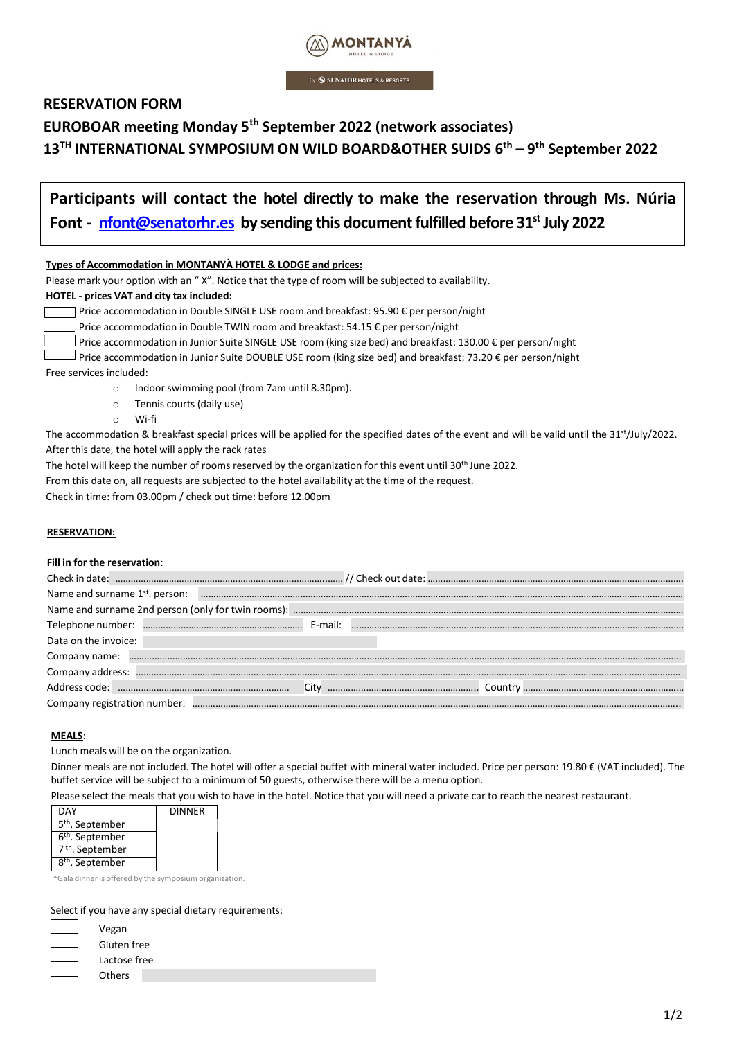MONTANYÀ
HOTEL & LODGE

By SENATOR HOTELS & RESORTS

## RESERVATION FORM

## EUROBOAR meeting Monday 5th September 2022 (network associates)

## 13TH INTERNATIONAL SYMPOSIUM ON WILD BOARD&OTHER SUIDS 6th – 9th September 2022

**Participants will contact the hotel directly to make the reservation through Ms. Núria Font - [nfont@senatorhr.es](mailto:nfont@senatorhr.es) by sending this document fulfilled before 31st July 2022**

**Types of Accommodation in MONTANYÀ HOTEL & LODGE and prices:**

Please mark your option with an " X". Notice that the type of room will be subjected to availability.

**HOTEL - prices VAT and city tax included:**

☐ Price accommodation in Double SINGLE USE room and breakfast: 95.90 € per person/night
☐ Price accommodation in Double TWIN room and breakfast: 54.15 € per person/night
☐ Price accommodation in Junior Suite SINGLE USE room (king size bed) and breakfast: 130.00 € per person/night
☐ Price accommodation in Junior Suite DOUBLE USE room (king size bed) and breakfast: 73.20 € per person/night

Free services included:

- Indoor swimming pool (from 7am until 8.30pm).
- Tennis courts (daily use)
- Wi-fi

The accommodation & breakfast special prices will be applied for the specified dates of the event and will be valid until the 31st/July/2022. After this date, the hotel will apply the rack rates

The hotel will keep the number of rooms reserved by the organization for this event until 30th June 2022.

From this date on, all requests are subjected to the hotel availability at the time of the request.

Check in time: from 03.00pm / check out time: before 12.00pm

**RESERVATION:**

**Fill in for the reservation**:

Check in date: ........................................ // Check out date: ........................................

Name and surname 1st. person: ........................................

Name and surname 2nd person (only for twin rooms): ........................................

Telephone number: ........................................ E-mail: ........................................

Data on the invoice:

Company name: ........................................

Company address: ........................................

Address code: ........................................ City ........................................ Country ........................................

Company registration number: ........................................

**MEALS**:

Lunch meals will be on the organization.

Dinner meals are not included. The hotel will offer a special buffet with mineral water included. Price per person: 19.80 € (VAT included). The buffet service will be subject to a minimum of 50 guests, otherwise there will be a menu option.

Please select the meals that you wish to have in the hotel. Notice that you will need a private car to reach the nearest restaurant.

| DAY | DINNER |
| --- | --- |
| 5th. September | |
| 6th. September | |
| 7th. September | |
| 8th. September | |

*Gala dinner is offered by the symposium organization.

Select if you have any special dietary requirements:

☐ Vegan
☐ Gluten free
☐ Lactose free
☐ Others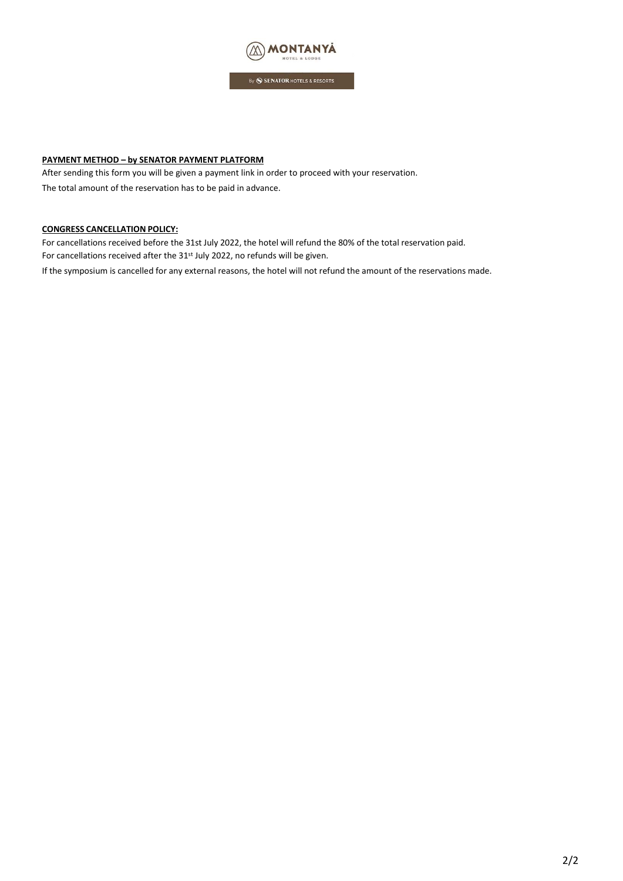**PAYMENT METHOD – by SENATOR PAYMENT PLATFORM**

After sending this form you will be given a payment link in order to proceed with your reservation.

The total amount of the reservation has to be paid in advance.

**CONGRESS CANCELLATION POLICY:**

For cancellations received before the 31st July 2022, the hotel will refund the 80% of the total reservation paid.

For cancellations received after the 31st July 2022, no refunds will be given.

If the symposium is cancelled for any external reasons, the hotel will not refund the amount of the reservations made.